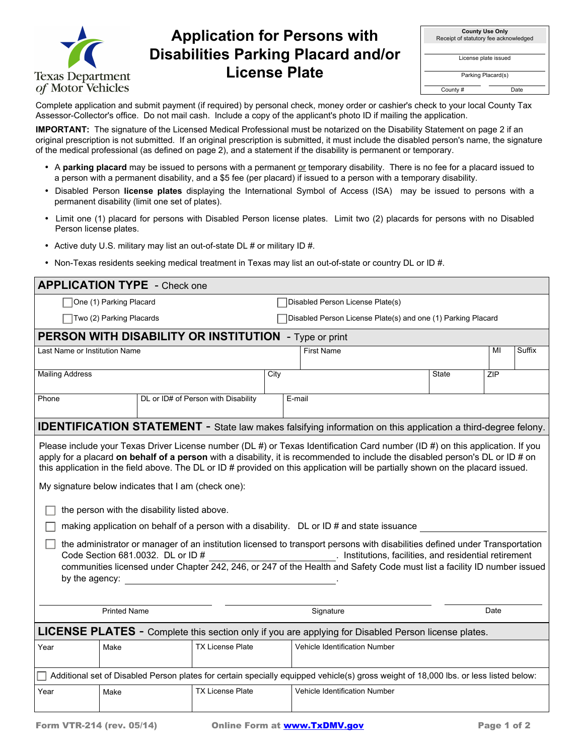Texas Department of Motor Vehicles

# Application for Persons with Disabilities Parking Placard and/or License Plate

| County Use Only |
|---|
| Receipt of statutory fee acknowledged |
| License plate issued |
| Parking Placard(s) |
| County # / Date |

Complete application and submit payment (if required) by personal check, money order or cashier's check to your local County Tax Assessor-Collector's office. Do not mail cash. Include a copy of the applicant's photo ID if mailing the application.

**IMPORTANT:** The signature of the Licensed Medical Professional must be notarized on the Disability Statement on page 2 if an original prescription is not submitted. If an original prescription is submitted, it must include the disabled person's name, the signature of the medical professional (as defined on page 2), and a statement if the disability is permanent or temporary.

- A **parking placard** may be issued to persons with a permanent or temporary disability. There is no fee for a placard issued to a person with a permanent disability, and a $5 fee (per placard) if issued to a person with a temporary disability.
- Disabled Person **license plates** displaying the International Symbol of Access (ISA) may be issued to persons with a permanent disability (limit one set of plates).
- Limit one (1) placard for persons with Disabled Person license plates. Limit two (2) placards for persons with no Disabled Person license plates.
- Active duty U.S. military may list an out-of-state DL # or military ID #.
- Non-Texas residents seeking medical treatment in Texas may list an out-of-state or country DL or ID #.

## APPLICATION TYPE - Check one

- ☐ One (1) Parking Placard
- ☐ Two (2) Parking Placards
- ☐ Disabled Person License Plate(s)
- ☐ Disabled Person License Plate(s) and one (1) Parking Placard

## PERSON WITH DISABILITY OR INSTITUTION - Type or print

| Last Name or Institution Name | First Name | MI | Suffix |
|---|---|---|---|
| | | | |

| Mailing Address | City | State | ZIP |
|---|---|---|---|
| | | | |

| Phone | DL or ID# of Person with Disability | E-mail |
|---|---|---|
| | | |

## IDENTIFICATION STATEMENT - State law makes falsifying information on this application a third-degree felony.

Please include your Texas Driver License number (DL #) or Texas Identification Card number (ID #) on this application. If you apply for a placard **on behalf of a person** with a disability, it is recommended to include the disabled person's DL or ID # on this application in the field above. The DL or ID # provided on this application will be partially shown on the placard issued.

My signature below indicates that I am (check one):

- ☐ the person with the disability listed above.
- ☐ making application on behalf of a person with a disability. DL or ID # and state issuance ____________________
- ☐ the administrator or manager of an institution licensed to transport persons with disabilities defined under Transportation Code Section 681.0032. DL or ID # ____________________. Institutions, facilities, and residential retirement communities licensed under Chapter 242, 246, or 247 of the Health and Safety Code must list a facility ID number issued by the agency: ____________________.

| Printed Name | Signature | Date |
|---|---|---|
| | | |

## LICENSE PLATES - Complete this section only if you are applying for Disabled Person license plates.

| Year | Make | TX License Plate | Vehicle Identification Number |
|---|---|---|---|
| | | | |

☐ Additional set of Disabled Person plates for certain specially equipped vehicle(s) gross weight of 18,000 lbs. or less listed below:

| Year | Make | TX License Plate | Vehicle Identification Number |
|---|---|---|---|
| | | | |

Form VTR-214 (rev. 05/14) Online Form at www.TxDMV.gov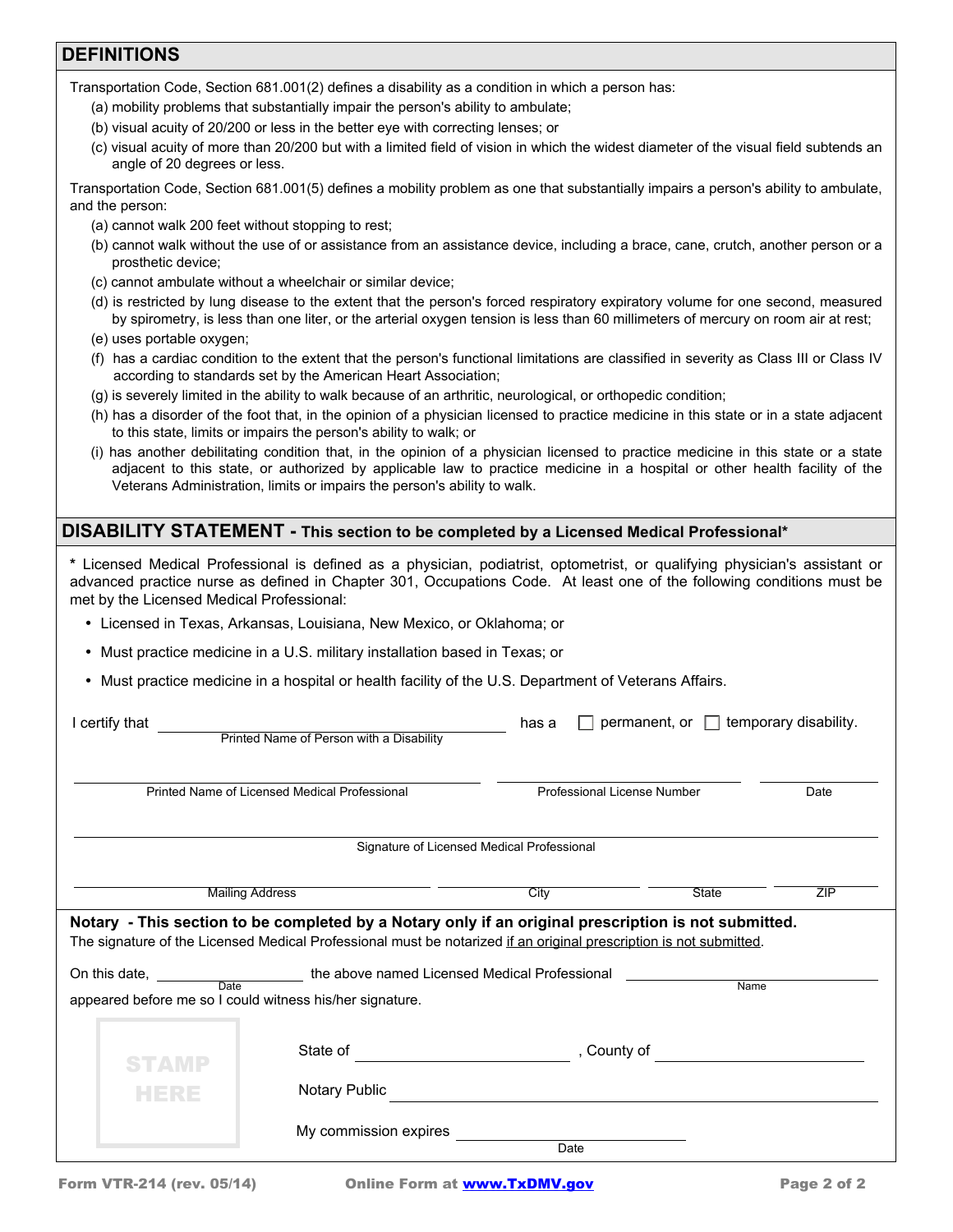## DEFINITIONS

Transportation Code, Section 681.001(2) defines a disability as a condition in which a person has:

(a) mobility problems that substantially impair the person's ability to ambulate;

(b) visual acuity of 20/200 or less in the better eye with correcting lenses; or

(c) visual acuity of more than 20/200 but with a limited field of vision in which the widest diameter of the visual field subtends an angle of 20 degrees or less.

Transportation Code, Section 681.001(5) defines a mobility problem as one that substantially impairs a person's ability to ambulate, and the person:

(a) cannot walk 200 feet without stopping to rest;

(b) cannot walk without the use of or assistance from an assistance device, including a brace, cane, crutch, another person or a prosthetic device;

(c) cannot ambulate without a wheelchair or similar device;

(d) is restricted by lung disease to the extent that the person's forced respiratory expiratory volume for one second, measured by spirometry, is less than one liter, or the arterial oxygen tension is less than 60 millimeters of mercury on room air at rest;

(e) uses portable oxygen;

(f) has a cardiac condition to the extent that the person's functional limitations are classified in severity as Class III or Class IV according to standards set by the American Heart Association;

(g) is severely limited in the ability to walk because of an arthritic, neurological, or orthopedic condition;

(h) has a disorder of the foot that, in the opinion of a physician licensed to practice medicine in this state or in a state adjacent to this state, limits or impairs the person's ability to walk; or

(i) has another debilitating condition that, in the opinion of a physician licensed to practice medicine in this state or a state adjacent to this state, or authorized by applicable law to practice medicine in a hospital or other health facility of the Veterans Administration, limits or impairs the person's ability to walk.

## DISABILITY STATEMENT - This section to be completed by a Licensed Medical Professional*

\* Licensed Medical Professional is defined as a physician, podiatrist, optometrist, or qualifying physician's assistant or advanced practice nurse as defined in Chapter 301, Occupations Code. At least one of the following conditions must be met by the Licensed Medical Professional:

- Licensed in Texas, Arkansas, Louisiana, New Mexico, or Oklahoma; or
- Must practice medicine in a U.S. military installation based in Texas; or
- Must practice medicine in a hospital or health facility of the U.S. Department of Veterans Affairs.

I certify that ______________________________ has a ☐ permanent, or ☐ temporary disability.
Printed Name of Person with a Disability

______________________________ ______________________________ ______________
Printed Name of Licensed Medical Professional | Professional License Number | Date

______________________________________________________________
Signature of Licensed Medical Professional

______________________________ ______________ ______________ __________
Mailing Address | City | State | ZIP

**Notary - This section to be completed by a Notary only if an original prescription is not submitted.**

The signature of the Licensed Medical Professional must be notarized if an original prescription is not submitted.

On this date, ______________ (Date) the above named Licensed Medical Professional ______________________ (Name) appeared before me so I could witness his/her signature.

STAMP HERE

State of ______________________, County of ______________________

Notary Public ______________________________________________

My commission expires ______________________ (Date)

Form VTR-214 (rev. 05/14) Online Form at www.TxDMV.gov